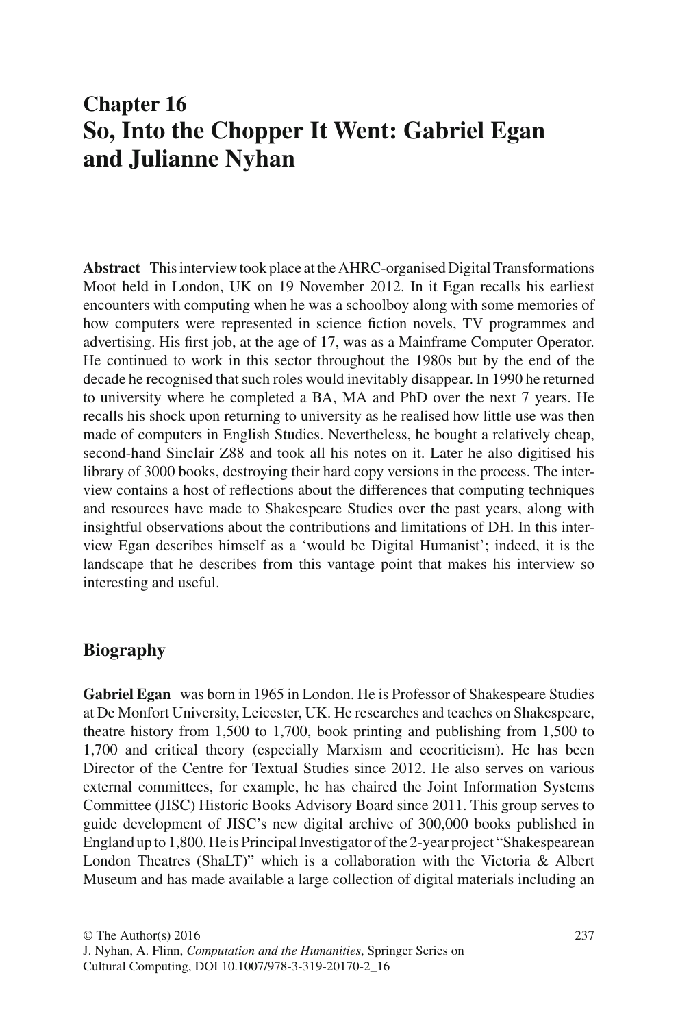# Chapter 16
# So, Into the Chopper It Went: Gabriel Egan and Julianne Nyhan

**Abstract** This interview took place at the AHRC-organised Digital Transformations Moot held in London, UK on 19 November 2012. In it Egan recalls his earliest encounters with computing when he was a schoolboy along with some memories of how computers were represented in science fiction novels, TV programmes and advertising. His first job, at the age of 17, was as a Mainframe Computer Operator. He continued to work in this sector throughout the 1980s but by the end of the decade he recognised that such roles would inevitably disappear. In 1990 he returned to university where he completed a BA, MA and PhD over the next 7 years. He recalls his shock upon returning to university as he realised how little use was then made of computers in English Studies. Nevertheless, he bought a relatively cheap, second-hand Sinclair Z88 and took all his notes on it. Later he also digitised his library of 3000 books, destroying their hard copy versions in the process. The interview contains a host of reflections about the differences that computing techniques and resources have made to Shakespeare Studies over the past years, along with insightful observations about the contributions and limitations of DH. In this interview Egan describes himself as a 'would be Digital Humanist'; indeed, it is the landscape that he describes from this vantage point that makes his interview so interesting and useful.

## Biography

**Gabriel Egan** was born in 1965 in London. He is Professor of Shakespeare Studies at De Monfort University, Leicester, UK. He researches and teaches on Shakespeare, theatre history from 1,500 to 1,700, book printing and publishing from 1,500 to 1,700 and critical theory (especially Marxism and ecocriticism). He has been Director of the Centre for Textual Studies since 2012. He also serves on various external committees, for example, he has chaired the Joint Information Systems Committee (JISC) Historic Books Advisory Board since 2011. This group serves to guide development of JISC's new digital archive of 300,000 books published in England up to 1,800. He is Principal Investigator of the 2-year project "Shakespearean London Theatres (ShaLT)" which is a collaboration with the Victoria & Albert Museum and has made available a large collection of digital materials including an

© The Author(s) 2016
J. Nyhan, A. Flinn, *Computation and the Humanities*, Springer Series on Cultural Computing, DOI 10.1007/978-3-319-20170-2_16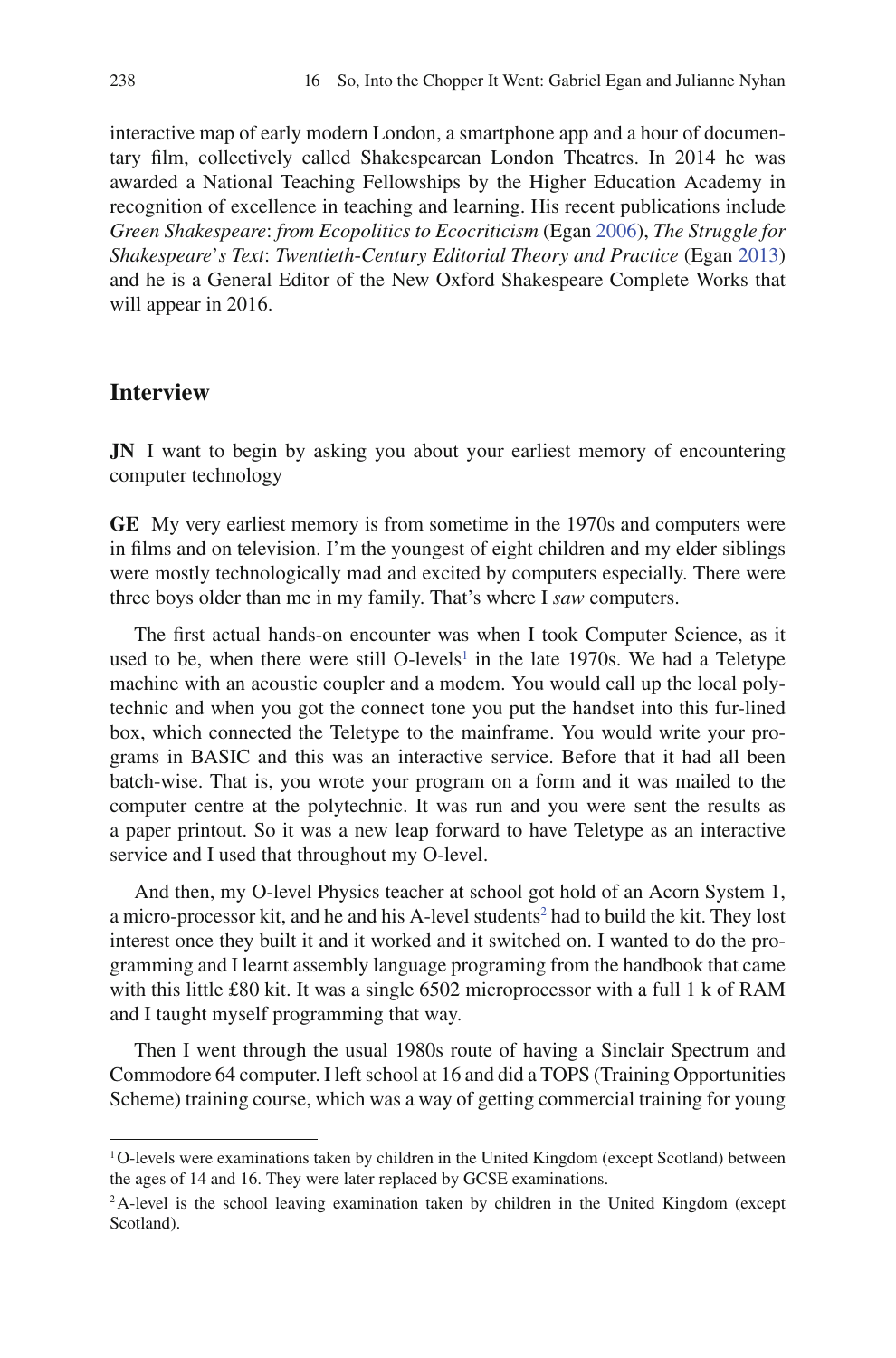interactive map of early modern London, a smartphone app and a hour of documentary film, collectively called Shakespearean London Theatres. In 2014 he was awarded a National Teaching Fellowships by the Higher Education Academy in recognition of excellence in teaching and learning. His recent publications include *Green Shakespeare*: *from Ecopolitics to Ecocriticism* (Egan 2006), *The Struggle for Shakespeare*'*s Text*: *Twentieth-Century Editorial Theory and Practice* (Egan 2013) and he is a General Editor of the New Oxford Shakespeare Complete Works that will appear in 2016.

## Interview

**JN** I want to begin by asking you about your earliest memory of encountering computer technology

**GE** My very earliest memory is from sometime in the 1970s and computers were in films and on television. I'm the youngest of eight children and my elder siblings were mostly technologically mad and excited by computers especially. There were three boys older than me in my family. That's where I *saw* computers.

The first actual hands-on encounter was when I took Computer Science, as it used to be, when there were still O-levels[1] in the late 1970s. We had a Teletype machine with an acoustic coupler and a modem. You would call up the local polytechnic and when you got the connect tone you put the handset into this fur-lined box, which connected the Teletype to the mainframe. You would write your programs in BASIC and this was an interactive service. Before that it had all been batch-wise. That is, you wrote your program on a form and it was mailed to the computer centre at the polytechnic. It was run and you were sent the results as a paper printout. So it was a new leap forward to have Teletype as an interactive service and I used that throughout my O-level.

And then, my O-level Physics teacher at school got hold of an Acorn System 1, a micro-processor kit, and he and his A-level students[2] had to build the kit. They lost interest once they built it and it worked and it switched on. I wanted to do the programming and I learnt assembly language programing from the handbook that came with this little £80 kit. It was a single 6502 microprocessor with a full 1 k of RAM and I taught myself programming that way.

Then I went through the usual 1980s route of having a Sinclair Spectrum and Commodore 64 computer. I left school at 16 and did a TOPS (Training Opportunities Scheme) training course, which was a way of getting commercial training for young

---

[1] O-levels were examinations taken by children in the United Kingdom (except Scotland) between the ages of 14 and 16. They were later replaced by GCSE examinations.

[2] A-level is the school leaving examination taken by children in the United Kingdom (except Scotland).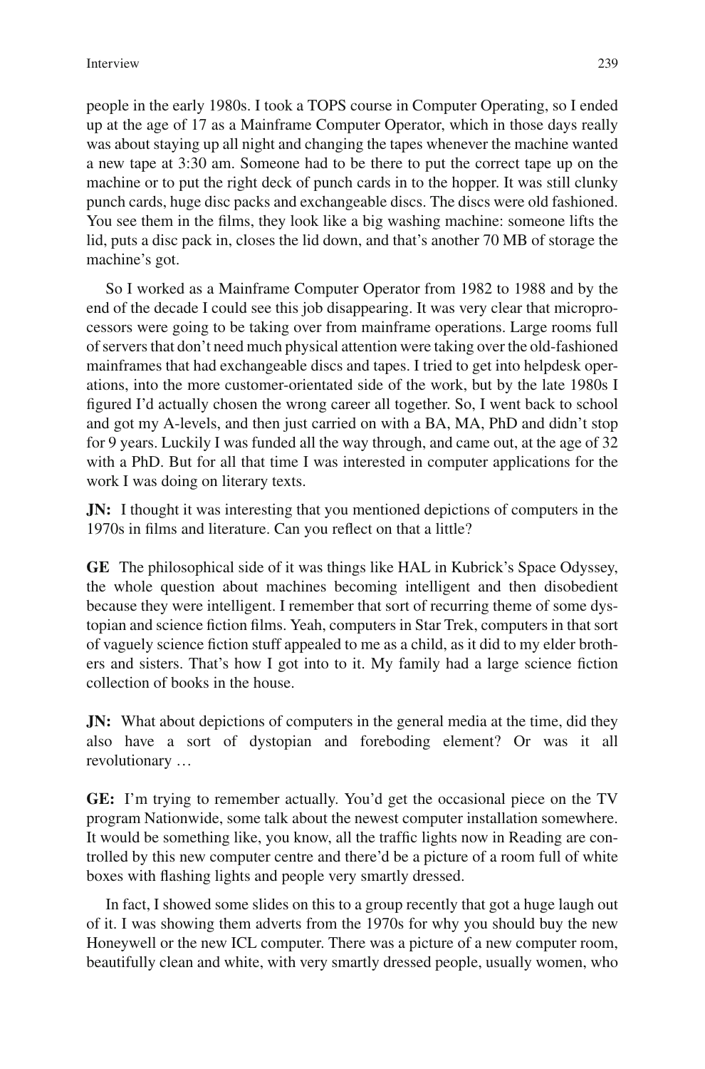people in the early 1980s. I took a TOPS course in Computer Operating, so I ended up at the age of 17 as a Mainframe Computer Operator, which in those days really was about staying up all night and changing the tapes whenever the machine wanted a new tape at 3:30 am. Someone had to be there to put the correct tape up on the machine or to put the right deck of punch cards in to the hopper. It was still clunky punch cards, huge disc packs and exchangeable discs. The discs were old fashioned. You see them in the films, they look like a big washing machine: someone lifts the lid, puts a disc pack in, closes the lid down, and that's another 70 MB of storage the machine's got.

So I worked as a Mainframe Computer Operator from 1982 to 1988 and by the end of the decade I could see this job disappearing. It was very clear that microprocessors were going to be taking over from mainframe operations. Large rooms full of servers that don't need much physical attention were taking over the old-fashioned mainframes that had exchangeable discs and tapes. I tried to get into helpdesk operations, into the more customer-orientated side of the work, but by the late 1980s I figured I'd actually chosen the wrong career all together. So, I went back to school and got my A-levels, and then just carried on with a BA, MA, PhD and didn't stop for 9 years. Luckily I was funded all the way through, and came out, at the age of 32 with a PhD. But for all that time I was interested in computer applications for the work I was doing on literary texts.

**JN:** I thought it was interesting that you mentioned depictions of computers in the 1970s in films and literature. Can you reflect on that a little?

**GE** The philosophical side of it was things like HAL in Kubrick's Space Odyssey, the whole question about machines becoming intelligent and then disobedient because they were intelligent. I remember that sort of recurring theme of some dystopian and science fiction films. Yeah, computers in Star Trek, computers in that sort of vaguely science fiction stuff appealed to me as a child, as it did to my elder brothers and sisters. That's how I got into to it. My family had a large science fiction collection of books in the house.

**JN:** What about depictions of computers in the general media at the time, did they also have a sort of dystopian and foreboding element? Or was it all revolutionary …

**GE:** I'm trying to remember actually. You'd get the occasional piece on the TV program Nationwide, some talk about the newest computer installation somewhere. It would be something like, you know, all the traffic lights now in Reading are controlled by this new computer centre and there'd be a picture of a room full of white boxes with flashing lights and people very smartly dressed.

In fact, I showed some slides on this to a group recently that got a huge laugh out of it. I was showing them adverts from the 1970s for why you should buy the new Honeywell or the new ICL computer. There was a picture of a new computer room, beautifully clean and white, with very smartly dressed people, usually women, who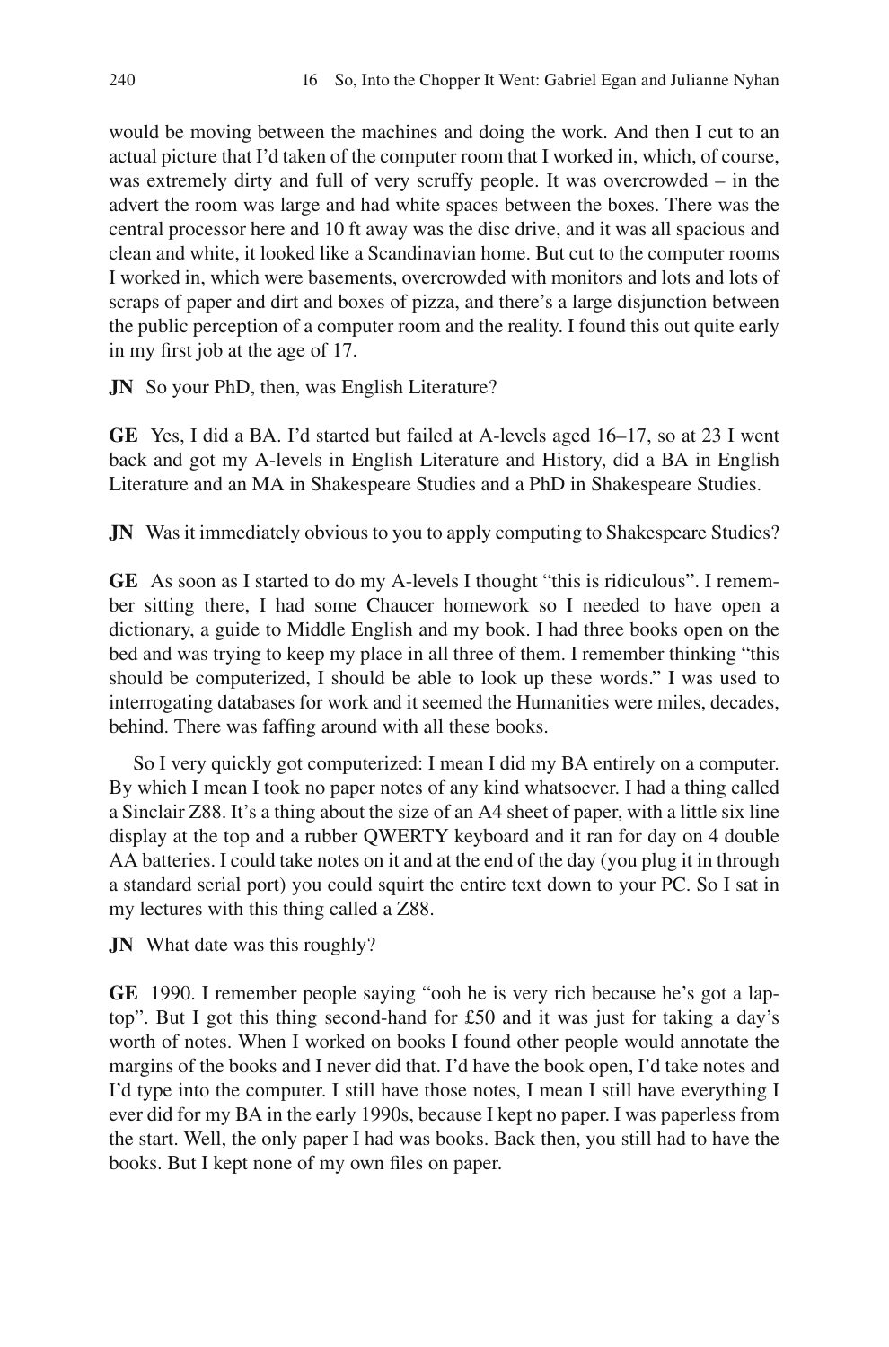would be moving between the machines and doing the work. And then I cut to an actual picture that I'd taken of the computer room that I worked in, which, of course, was extremely dirty and full of very scruffy people. It was overcrowded – in the advert the room was large and had white spaces between the boxes. There was the central processor here and 10 ft away was the disc drive, and it was all spacious and clean and white, it looked like a Scandinavian home. But cut to the computer rooms I worked in, which were basements, overcrowded with monitors and lots and lots of scraps of paper and dirt and boxes of pizza, and there's a large disjunction between the public perception of a computer room and the reality. I found this out quite early in my first job at the age of 17.

**JN** So your PhD, then, was English Literature?

**GE** Yes, I did a BA. I'd started but failed at A-levels aged 16–17, so at 23 I went back and got my A-levels in English Literature and History, did a BA in English Literature and an MA in Shakespeare Studies and a PhD in Shakespeare Studies.

**JN** Was it immediately obvious to you to apply computing to Shakespeare Studies?

**GE** As soon as I started to do my A-levels I thought "this is ridiculous". I remember sitting there, I had some Chaucer homework so I needed to have open a dictionary, a guide to Middle English and my book. I had three books open on the bed and was trying to keep my place in all three of them. I remember thinking "this should be computerized, I should be able to look up these words." I was used to interrogating databases for work and it seemed the Humanities were miles, decades, behind. There was faffing around with all these books.

So I very quickly got computerized: I mean I did my BA entirely on a computer. By which I mean I took no paper notes of any kind whatsoever. I had a thing called a Sinclair Z88. It's a thing about the size of an A4 sheet of paper, with a little six line display at the top and a rubber QWERTY keyboard and it ran for day on 4 double AA batteries. I could take notes on it and at the end of the day (you plug it in through a standard serial port) you could squirt the entire text down to your PC. So I sat in my lectures with this thing called a Z88.

**JN** What date was this roughly?

**GE** 1990. I remember people saying "ooh he is very rich because he's got a laptop". But I got this thing second-hand for £50 and it was just for taking a day's worth of notes. When I worked on books I found other people would annotate the margins of the books and I never did that. I'd have the book open, I'd take notes and I'd type into the computer. I still have those notes, I mean I still have everything I ever did for my BA in the early 1990s, because I kept no paper. I was paperless from the start. Well, the only paper I had was books. Back then, you still had to have the books. But I kept none of my own files on paper.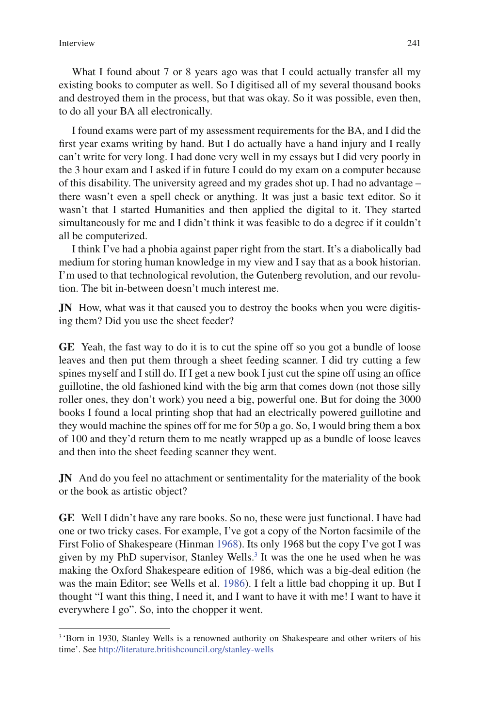What I found about 7 or 8 years ago was that I could actually transfer all my existing books to computer as well. So I digitised all of my several thousand books and destroyed them in the process, but that was okay. So it was possible, even then, to do all your BA all electronically.

I found exams were part of my assessment requirements for the BA, and I did the first year exams writing by hand. But I do actually have a hand injury and I really can't write for very long. I had done very well in my essays but I did very poorly in the 3 hour exam and I asked if in future I could do my exam on a computer because of this disability. The university agreed and my grades shot up. I had no advantage – there wasn't even a spell check or anything. It was just a basic text editor. So it wasn't that I started Humanities and then applied the digital to it. They started simultaneously for me and I didn't think it was feasible to do a degree if it couldn't all be computerized.

I think I've had a phobia against paper right from the start. It's a diabolically bad medium for storing human knowledge in my view and I say that as a book historian. I'm used to that technological revolution, the Gutenberg revolution, and our revolution. The bit in-between doesn't much interest me.

**JN** How, what was it that caused you to destroy the books when you were digitising them? Did you use the sheet feeder?

**GE** Yeah, the fast way to do it is to cut the spine off so you got a bundle of loose leaves and then put them through a sheet feeding scanner. I did try cutting a few spines myself and I still do. If I get a new book I just cut the spine off using an office guillotine, the old fashioned kind with the big arm that comes down (not those silly roller ones, they don't work) you need a big, powerful one. But for doing the 3000 books I found a local printing shop that had an electrically powered guillotine and they would machine the spines off for me for 50p a go. So, I would bring them a box of 100 and they'd return them to me neatly wrapped up as a bundle of loose leaves and then into the sheet feeding scanner they went.

**JN** And do you feel no attachment or sentimentality for the materiality of the book or the book as artistic object?

**GE** Well I didn't have any rare books. So no, these were just functional. I have had one or two tricky cases. For example, I've got a copy of the Norton facsimile of the First Folio of Shakespeare (Hinman 1968). Its only 1968 but the copy I've got I was given by my PhD supervisor, Stanley Wells.[3] It was the one he used when he was making the Oxford Shakespeare edition of 1986, which was a big-deal edition (he was the main Editor; see Wells et al. 1986). I felt a little bad chopping it up. But I thought "I want this thing, I need it, and I want to have it with me! I want to have it everywhere I go". So, into the chopper it went.

---

[3] 'Born in 1930, Stanley Wells is a renowned authority on Shakespeare and other writers of his time'. See http://literature.britishcouncil.org/stanley-wells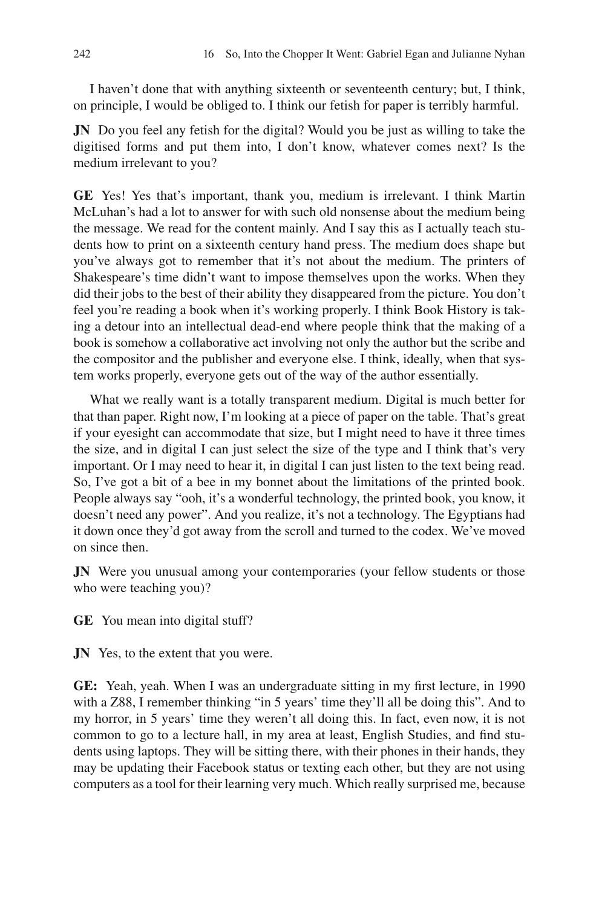I haven't done that with anything sixteenth or seventeenth century; but, I think, on principle, I would be obliged to. I think our fetish for paper is terribly harmful.

**JN** Do you feel any fetish for the digital? Would you be just as willing to take the digitised forms and put them into, I don't know, whatever comes next? Is the medium irrelevant to you?

**GE** Yes! Yes that's important, thank you, medium is irrelevant. I think Martin McLuhan's had a lot to answer for with such old nonsense about the medium being the message. We read for the content mainly. And I say this as I actually teach students how to print on a sixteenth century hand press. The medium does shape but you've always got to remember that it's not about the medium. The printers of Shakespeare's time didn't want to impose themselves upon the works. When they did their jobs to the best of their ability they disappeared from the picture. You don't feel you're reading a book when it's working properly. I think Book History is taking a detour into an intellectual dead-end where people think that the making of a book is somehow a collaborative act involving not only the author but the scribe and the compositor and the publisher and everyone else. I think, ideally, when that system works properly, everyone gets out of the way of the author essentially.

What we really want is a totally transparent medium. Digital is much better for that than paper. Right now, I'm looking at a piece of paper on the table. That's great if your eyesight can accommodate that size, but I might need to have it three times the size, and in digital I can just select the size of the type and I think that's very important. Or I may need to hear it, in digital I can just listen to the text being read. So, I've got a bit of a bee in my bonnet about the limitations of the printed book. People always say "ooh, it's a wonderful technology, the printed book, you know, it doesn't need any power". And you realize, it's not a technology. The Egyptians had it down once they'd got away from the scroll and turned to the codex. We've moved on since then.

**JN** Were you unusual among your contemporaries (your fellow students or those who were teaching you)?

**GE** You mean into digital stuff?

**JN** Yes, to the extent that you were.

**GE:** Yeah, yeah. When I was an undergraduate sitting in my first lecture, in 1990 with a Z88, I remember thinking "in 5 years' time they'll all be doing this". And to my horror, in 5 years' time they weren't all doing this. In fact, even now, it is not common to go to a lecture hall, in my area at least, English Studies, and find students using laptops. They will be sitting there, with their phones in their hands, they may be updating their Facebook status or texting each other, but they are not using computers as a tool for their learning very much. Which really surprised me, because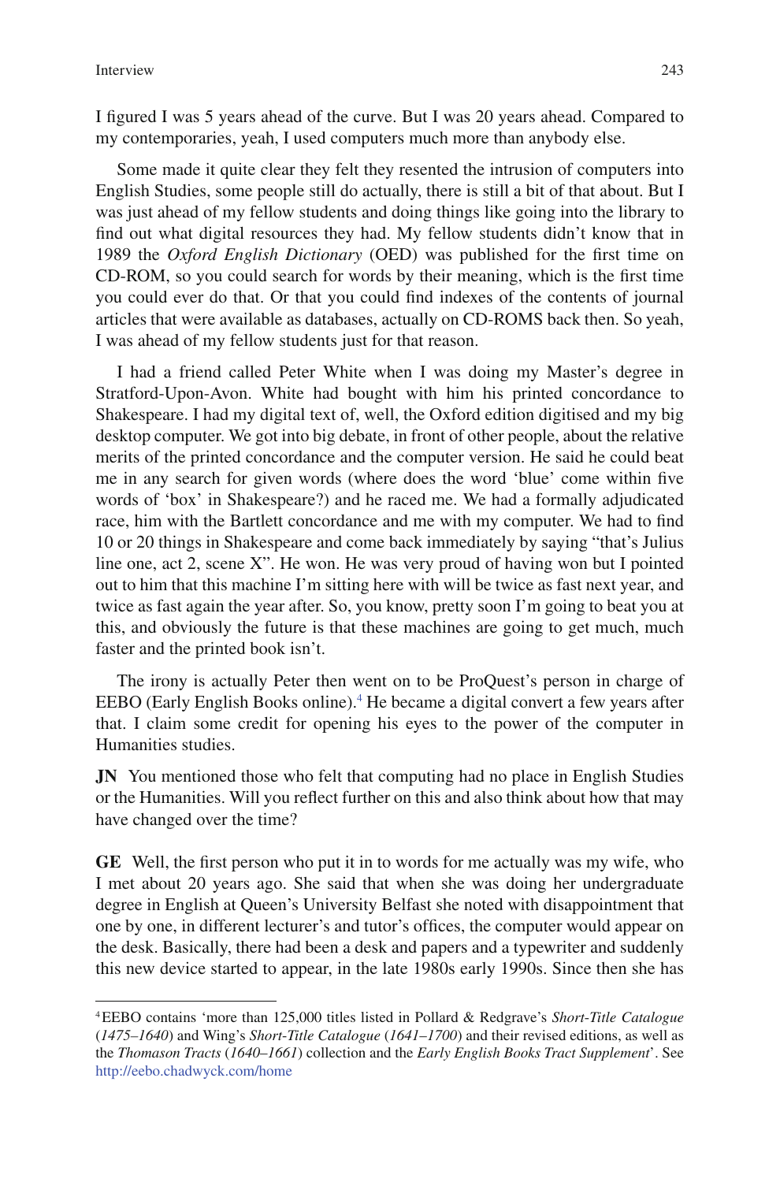I figured I was 5 years ahead of the curve. But I was 20 years ahead. Compared to my contemporaries, yeah, I used computers much more than anybody else.

Some made it quite clear they felt they resented the intrusion of computers into English Studies, some people still do actually, there is still a bit of that about. But I was just ahead of my fellow students and doing things like going into the library to find out what digital resources they had. My fellow students didn't know that in 1989 the *Oxford English Dictionary* (OED) was published for the first time on CD-ROM, so you could search for words by their meaning, which is the first time you could ever do that. Or that you could find indexes of the contents of journal articles that were available as databases, actually on CD-ROMS back then. So yeah, I was ahead of my fellow students just for that reason.

I had a friend called Peter White when I was doing my Master's degree in Stratford-Upon-Avon. White had bought with him his printed concordance to Shakespeare. I had my digital text of, well, the Oxford edition digitised and my big desktop computer. We got into big debate, in front of other people, about the relative merits of the printed concordance and the computer version. He said he could beat me in any search for given words (where does the word 'blue' come within five words of 'box' in Shakespeare?) and he raced me. We had a formally adjudicated race, him with the Bartlett concordance and me with my computer. We had to find 10 or 20 things in Shakespeare and come back immediately by saying "that's Julius line one, act 2, scene X". He won. He was very proud of having won but I pointed out to him that this machine I'm sitting here with will be twice as fast next year, and twice as fast again the year after. So, you know, pretty soon I'm going to beat you at this, and obviously the future is that these machines are going to get much, much faster and the printed book isn't.

The irony is actually Peter then went on to be ProQuest's person in charge of EEBO (Early English Books online).[4] He became a digital convert a few years after that. I claim some credit for opening his eyes to the power of the computer in Humanities studies.

**JN** You mentioned those who felt that computing had no place in English Studies or the Humanities. Will you reflect further on this and also think about how that may have changed over the time?

**GE** Well, the first person who put it in to words for me actually was my wife, who I met about 20 years ago. She said that when she was doing her undergraduate degree in English at Queen's University Belfast she noted with disappointment that one by one, in different lecturer's and tutor's offices, the computer would appear on the desk. Basically, there had been a desk and papers and a typewriter and suddenly this new device started to appear, in the late 1980s early 1990s. Since then she has

---

[4] EEBO contains 'more than 125,000 titles listed in Pollard & Redgrave's *Short-Title Catalogue* (*1475–1640*) and Wing's *Short-Title Catalogue* (*1641–1700*) and their revised editions, as well as the *Thomason Tracts* (*1640–1661*) collection and the *Early English Books Tract Supplement*'. See http://eebo.chadwyck.com/home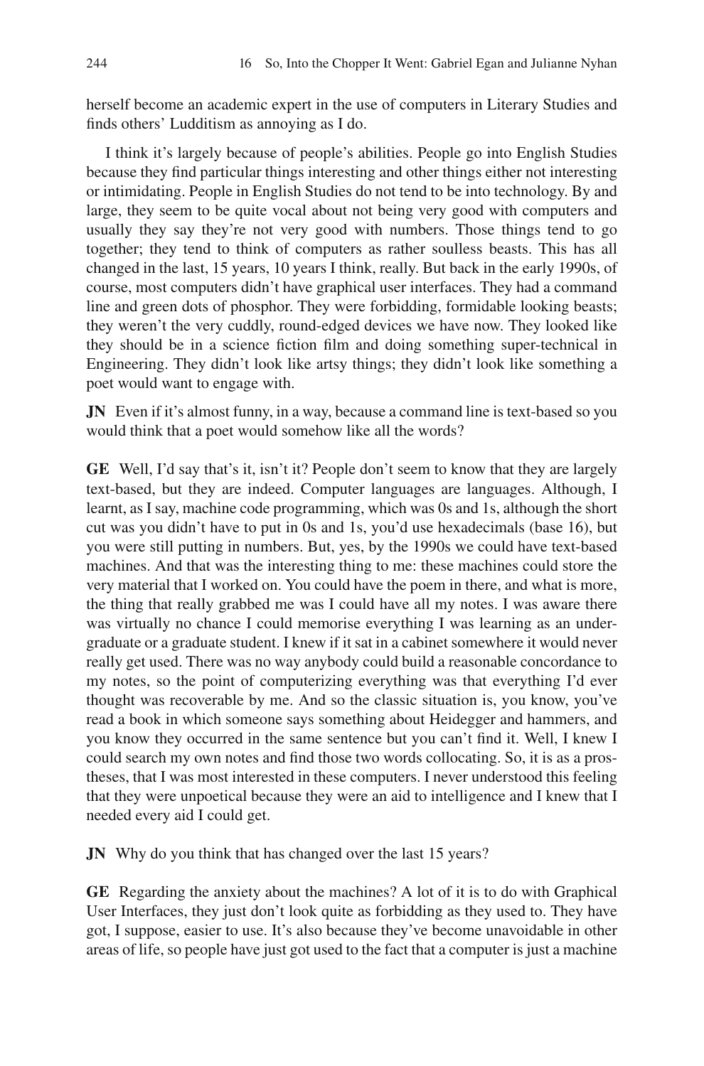herself become an academic expert in the use of computers in Literary Studies and finds others' Ludditism as annoying as I do.

I think it's largely because of people's abilities. People go into English Studies because they find particular things interesting and other things either not interesting or intimidating. People in English Studies do not tend to be into technology. By and large, they seem to be quite vocal about not being very good with computers and usually they say they're not very good with numbers. Those things tend to go together; they tend to think of computers as rather soulless beasts. This has all changed in the last, 15 years, 10 years I think, really. But back in the early 1990s, of course, most computers didn't have graphical user interfaces. They had a command line and green dots of phosphor. They were forbidding, formidable looking beasts; they weren't the very cuddly, round-edged devices we have now. They looked like they should be in a science fiction film and doing something super-technical in Engineering. They didn't look like artsy things; they didn't look like something a poet would want to engage with.

**JN** Even if it's almost funny, in a way, because a command line is text-based so you would think that a poet would somehow like all the words?

**GE** Well, I'd say that's it, isn't it? People don't seem to know that they are largely text-based, but they are indeed. Computer languages are languages. Although, I learnt, as I say, machine code programming, which was 0s and 1s, although the short cut was you didn't have to put in 0s and 1s, you'd use hexadecimals (base 16), but you were still putting in numbers. But, yes, by the 1990s we could have text-based machines. And that was the interesting thing to me: these machines could store the very material that I worked on. You could have the poem in there, and what is more, the thing that really grabbed me was I could have all my notes. I was aware there was virtually no chance I could memorise everything I was learning as an undergraduate or a graduate student. I knew if it sat in a cabinet somewhere it would never really get used. There was no way anybody could build a reasonable concordance to my notes, so the point of computerizing everything was that everything I'd ever thought was recoverable by me. And so the classic situation is, you know, you've read a book in which someone says something about Heidegger and hammers, and you know they occurred in the same sentence but you can't find it. Well, I knew I could search my own notes and find those two words collocating. So, it is as a prostheses, that I was most interested in these computers. I never understood this feeling that they were unpoetical because they were an aid to intelligence and I knew that I needed every aid I could get.

**JN** Why do you think that has changed over the last 15 years?

**GE** Regarding the anxiety about the machines? A lot of it is to do with Graphical User Interfaces, they just don't look quite as forbidding as they used to. They have got, I suppose, easier to use. It's also because they've become unavoidable in other areas of life, so people have just got used to the fact that a computer is just a machine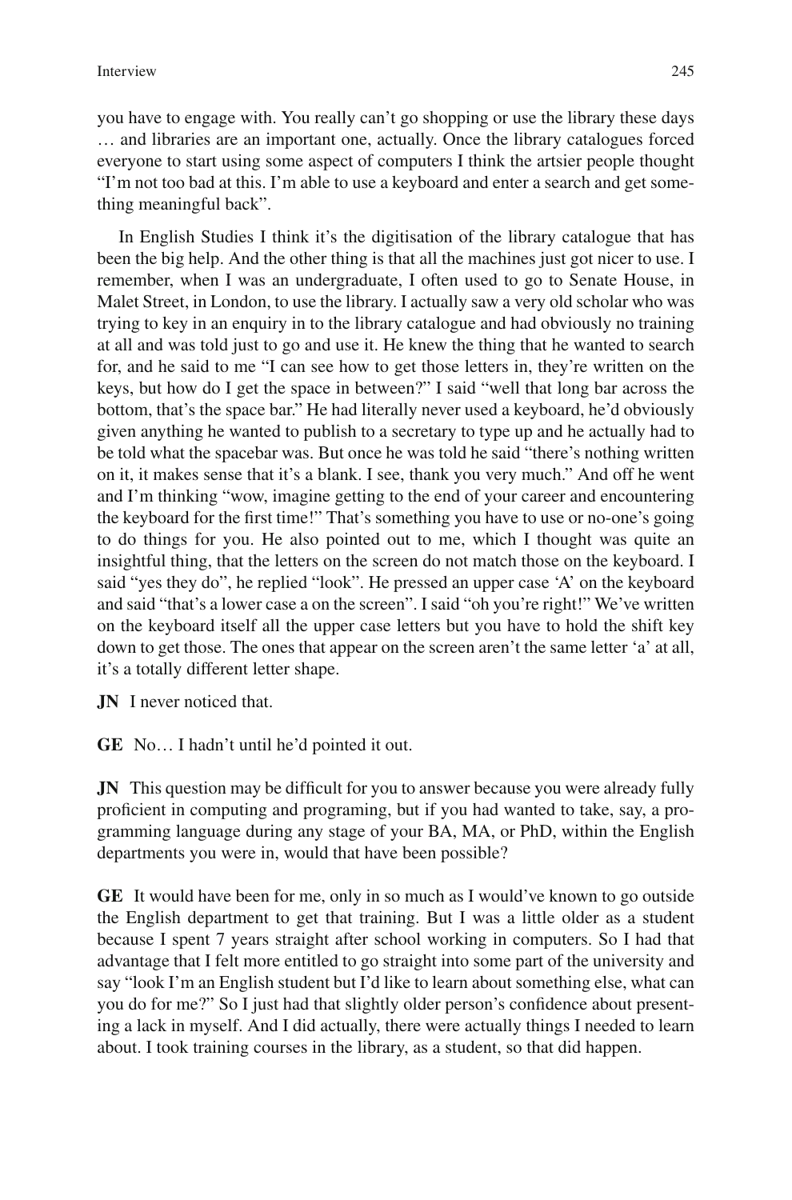you have to engage with. You really can't go shopping or use the library these days … and libraries are an important one, actually. Once the library catalogues forced everyone to start using some aspect of computers I think the artsier people thought "I'm not too bad at this. I'm able to use a keyboard and enter a search and get something meaningful back".

In English Studies I think it's the digitisation of the library catalogue that has been the big help. And the other thing is that all the machines just got nicer to use. I remember, when I was an undergraduate, I often used to go to Senate House, in Malet Street, in London, to use the library. I actually saw a very old scholar who was trying to key in an enquiry in to the library catalogue and had obviously no training at all and was told just to go and use it. He knew the thing that he wanted to search for, and he said to me "I can see how to get those letters in, they're written on the keys, but how do I get the space in between?" I said "well that long bar across the bottom, that's the space bar." He had literally never used a keyboard, he'd obviously given anything he wanted to publish to a secretary to type up and he actually had to be told what the spacebar was. But once he was told he said "there's nothing written on it, it makes sense that it's a blank. I see, thank you very much." And off he went and I'm thinking "wow, imagine getting to the end of your career and encountering the keyboard for the first time!" That's something you have to use or no-one's going to do things for you. He also pointed out to me, which I thought was quite an insightful thing, that the letters on the screen do not match those on the keyboard. I said "yes they do", he replied "look". He pressed an upper case 'A' on the keyboard and said "that's a lower case a on the screen". I said "oh you're right!" We've written on the keyboard itself all the upper case letters but you have to hold the shift key down to get those. The ones that appear on the screen aren't the same letter 'a' at all, it's a totally different letter shape.

**JN** I never noticed that.

**GE** No… I hadn't until he'd pointed it out.

**JN** This question may be difficult for you to answer because you were already fully proficient in computing and programing, but if you had wanted to take, say, a programming language during any stage of your BA, MA, or PhD, within the English departments you were in, would that have been possible?

**GE** It would have been for me, only in so much as I would've known to go outside the English department to get that training. But I was a little older as a student because I spent 7 years straight after school working in computers. So I had that advantage that I felt more entitled to go straight into some part of the university and say "look I'm an English student but I'd like to learn about something else, what can you do for me?" So I just had that slightly older person's confidence about presenting a lack in myself. And I did actually, there were actually things I needed to learn about. I took training courses in the library, as a student, so that did happen.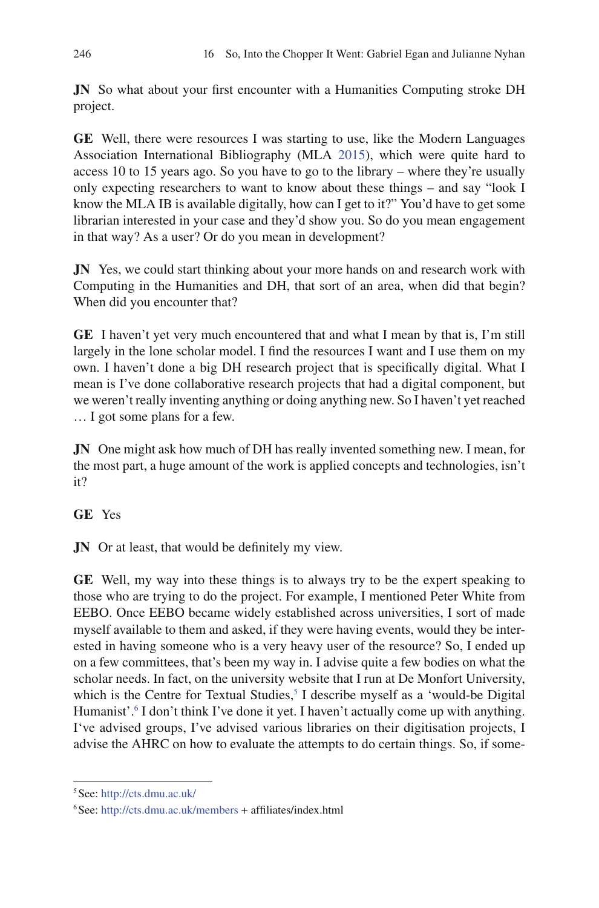**JN** So what about your first encounter with a Humanities Computing stroke DH project.

**GE** Well, there were resources I was starting to use, like the Modern Languages Association International Bibliography (MLA 2015), which were quite hard to access 10 to 15 years ago. So you have to go to the library – where they're usually only expecting researchers to want to know about these things – and say "look I know the MLA IB is available digitally, how can I get to it?" You'd have to get some librarian interested in your case and they'd show you. So do you mean engagement in that way? As a user? Or do you mean in development?

**JN** Yes, we could start thinking about your more hands on and research work with Computing in the Humanities and DH, that sort of an area, when did that begin? When did you encounter that?

**GE** I haven't yet very much encountered that and what I mean by that is, I'm still largely in the lone scholar model. I find the resources I want and I use them on my own. I haven't done a big DH research project that is specifically digital. What I mean is I've done collaborative research projects that had a digital component, but we weren't really inventing anything or doing anything new. So I haven't yet reached … I got some plans for a few.

**JN** One might ask how much of DH has really invented something new. I mean, for the most part, a huge amount of the work is applied concepts and technologies, isn't it?

**GE** Yes

**JN** Or at least, that would be definitely my view.

**GE** Well, my way into these things is to always try to be the expert speaking to those who are trying to do the project. For example, I mentioned Peter White from EEBO. Once EEBO became widely established across universities, I sort of made myself available to them and asked, if they were having events, would they be interested in having someone who is a very heavy user of the resource? So, I ended up on a few committees, that's been my way in. I advise quite a few bodies on what the scholar needs. In fact, on the university website that I run at De Monfort University, which is the Centre for Textual Studies,[5] I describe myself as a 'would-be Digital Humanist'.[6] I don't think I've done it yet. I haven't actually come up with anything. I've advised groups, I've advised various libraries on their digitisation projects, I advise the AHRC on how to evaluate the attempts to do certain things. So, if some-

[5] See: http://cts.dmu.ac.uk/

[6] See: http://cts.dmu.ac.uk/members + affiliates/index.html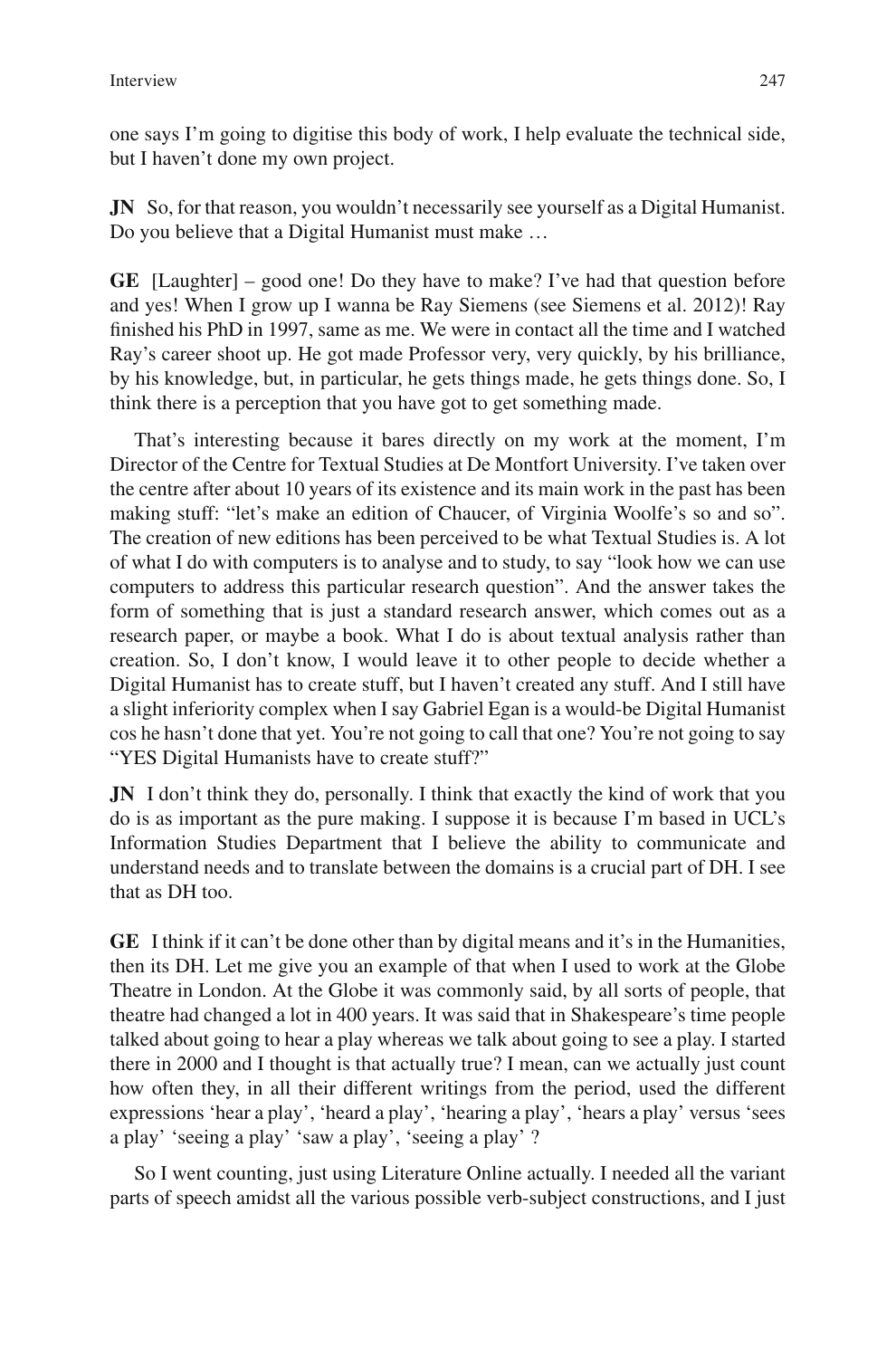one says I'm going to digitise this body of work, I help evaluate the technical side, but I haven't done my own project.

**JN** So, for that reason, you wouldn't necessarily see yourself as a Digital Humanist. Do you believe that a Digital Humanist must make …

**GE** [Laughter] – good one! Do they have to make? I've had that question before and yes! When I grow up I wanna be Ray Siemens (see Siemens et al. 2012)! Ray finished his PhD in 1997, same as me. We were in contact all the time and I watched Ray's career shoot up. He got made Professor very, very quickly, by his brilliance, by his knowledge, but, in particular, he gets things made, he gets things done. So, I think there is a perception that you have got to get something made.

That's interesting because it bares directly on my work at the moment, I'm Director of the Centre for Textual Studies at De Montfort University. I've taken over the centre after about 10 years of its existence and its main work in the past has been making stuff: "let's make an edition of Chaucer, of Virginia Woolfe's so and so". The creation of new editions has been perceived to be what Textual Studies is. A lot of what I do with computers is to analyse and to study, to say "look how we can use computers to address this particular research question". And the answer takes the form of something that is just a standard research answer, which comes out as a research paper, or maybe a book. What I do is about textual analysis rather than creation. So, I don't know, I would leave it to other people to decide whether a Digital Humanist has to create stuff, but I haven't created any stuff. And I still have a slight inferiority complex when I say Gabriel Egan is a would-be Digital Humanist cos he hasn't done that yet. You're not going to call that one? You're not going to say "YES Digital Humanists have to create stuff?"

**JN** I don't think they do, personally. I think that exactly the kind of work that you do is as important as the pure making. I suppose it is because I'm based in UCL's Information Studies Department that I believe the ability to communicate and understand needs and to translate between the domains is a crucial part of DH. I see that as DH too.

**GE** I think if it can't be done other than by digital means and it's in the Humanities, then its DH. Let me give you an example of that when I used to work at the Globe Theatre in London. At the Globe it was commonly said, by all sorts of people, that theatre had changed a lot in 400 years. It was said that in Shakespeare's time people talked about going to hear a play whereas we talk about going to see a play. I started there in 2000 and I thought is that actually true? I mean, can we actually just count how often they, in all their different writings from the period, used the different expressions 'hear a play', 'heard a play', 'hearing a play', 'hears a play' versus 'sees a play' 'seeing a play' 'saw a play', 'seeing a play' ?

So I went counting, just using Literature Online actually. I needed all the variant parts of speech amidst all the various possible verb-subject constructions, and I just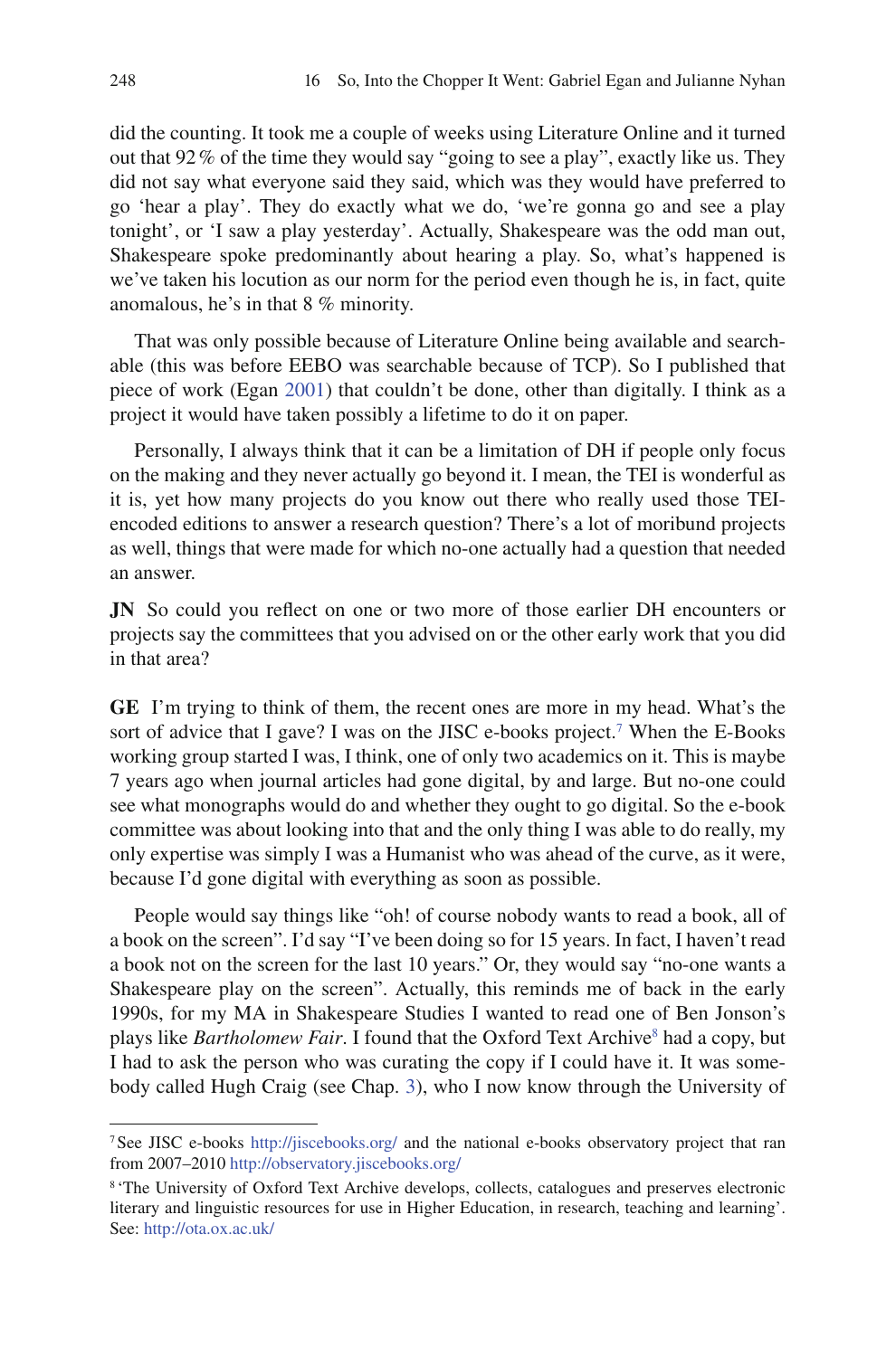did the counting. It took me a couple of weeks using Literature Online and it turned out that 92 % of the time they would say “going to see a play”, exactly like us. They did not say what everyone said they said, which was they would have preferred to go ‘hear a play’. They do exactly what we do, ‘we’re gonna go and see a play tonight’, or ‘I saw a play yesterday’. Actually, Shakespeare was the odd man out, Shakespeare spoke predominantly about hearing a play. So, what’s happened is we’ve taken his locution as our norm for the period even though he is, in fact, quite anomalous, he’s in that 8 % minority.

That was only possible because of Literature Online being available and searchable (this was before EEBO was searchable because of TCP). So I published that piece of work (Egan 2001) that couldn’t be done, other than digitally. I think as a project it would have taken possibly a lifetime to do it on paper.

Personally, I always think that it can be a limitation of DH if people only focus on the making and they never actually go beyond it. I mean, the TEI is wonderful as it is, yet how many projects do you know out there who really used those TEI-encoded editions to answer a research question? There’s a lot of moribund projects as well, things that were made for which no-one actually had a question that needed an answer.

**JN** So could you reflect on one or two more of those earlier DH encounters or projects say the committees that you advised on or the other early work that you did in that area?

**GE** I’m trying to think of them, the recent ones are more in my head. What’s the sort of advice that I gave? I was on the JISC e-books project.[7] When the E-Books working group started I was, I think, one of only two academics on it. This is maybe 7 years ago when journal articles had gone digital, by and large. But no-one could see what monographs would do and whether they ought to go digital. So the e-book committee was about looking into that and the only thing I was able to do really, my only expertise was simply I was a Humanist who was ahead of the curve, as it were, because I’d gone digital with everything as soon as possible.

People would say things like “oh! of course nobody wants to read a book, all of a book on the screen”. I’d say “I’ve been doing so for 15 years. In fact, I haven’t read a book not on the screen for the last 10 years.” Or, they would say “no-one wants a Shakespeare play on the screen”. Actually, this reminds me of back in the early 1990s, for my MA in Shakespeare Studies I wanted to read one of Ben Jonson’s plays like *Bartholomew Fair*. I found that the Oxford Text Archive[8] had a copy, but I had to ask the person who was curating the copy if I could have it. It was somebody called Hugh Craig (see Chap. 3), who I now know through the University of

---

[7] See JISC e-books http://jiscebooks.org/ and the national e-books observatory project that ran from 2007–2010 http://observatory.jiscebooks.org/

[8] ‘The University of Oxford Text Archive develops, collects, catalogues and preserves electronic literary and linguistic resources for use in Higher Education, in research, teaching and learning’. See: http://ota.ox.ac.uk/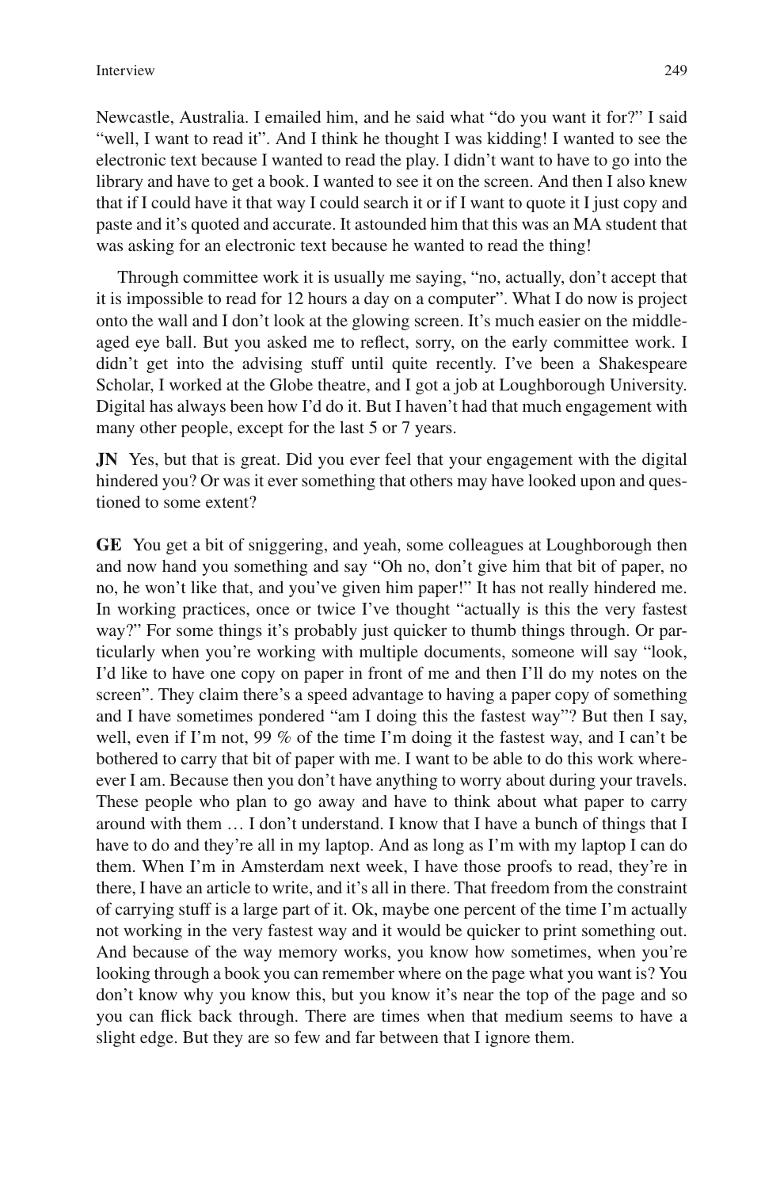Newcastle, Australia. I emailed him, and he said what "do you want it for?" I said "well, I want to read it". And I think he thought I was kidding! I wanted to see the electronic text because I wanted to read the play. I didn't want to have to go into the library and have to get a book. I wanted to see it on the screen. And then I also knew that if I could have it that way I could search it or if I want to quote it I just copy and paste and it's quoted and accurate. It astounded him that this was an MA student that was asking for an electronic text because he wanted to read the thing!

Through committee work it is usually me saying, "no, actually, don't accept that it is impossible to read for 12 hours a day on a computer". What I do now is project onto the wall and I don't look at the glowing screen. It's much easier on the middle-aged eye ball. But you asked me to reflect, sorry, on the early committee work. I didn't get into the advising stuff until quite recently. I've been a Shakespeare Scholar, I worked at the Globe theatre, and I got a job at Loughborough University. Digital has always been how I'd do it. But I haven't had that much engagement with many other people, except for the last 5 or 7 years.

**JN** Yes, but that is great. Did you ever feel that your engagement with the digital hindered you? Or was it ever something that others may have looked upon and questioned to some extent?

**GE** You get a bit of sniggering, and yeah, some colleagues at Loughborough then and now hand you something and say "Oh no, don't give him that bit of paper, no no, he won't like that, and you've given him paper!" It has not really hindered me. In working practices, once or twice I've thought "actually is this the very fastest way?" For some things it's probably just quicker to thumb things through. Or particularly when you're working with multiple documents, someone will say "look, I'd like to have one copy on paper in front of me and then I'll do my notes on the screen". They claim there's a speed advantage to having a paper copy of something and I have sometimes pondered "am I doing this the fastest way"? But then I say, well, even if I'm not, 99 % of the time I'm doing it the fastest way, and I can't be bothered to carry that bit of paper with me. I want to be able to do this work wherever I am. Because then you don't have anything to worry about during your travels. These people who plan to go away and have to think about what paper to carry around with them … I don't understand. I know that I have a bunch of things that I have to do and they're all in my laptop. And as long as I'm with my laptop I can do them. When I'm in Amsterdam next week, I have those proofs to read, they're in there, I have an article to write, and it's all in there. That freedom from the constraint of carrying stuff is a large part of it. Ok, maybe one percent of the time I'm actually not working in the very fastest way and it would be quicker to print something out. And because of the way memory works, you know how sometimes, when you're looking through a book you can remember where on the page what you want is? You don't know why you know this, but you know it's near the top of the page and so you can flick back through. There are times when that medium seems to have a slight edge. But they are so few and far between that I ignore them.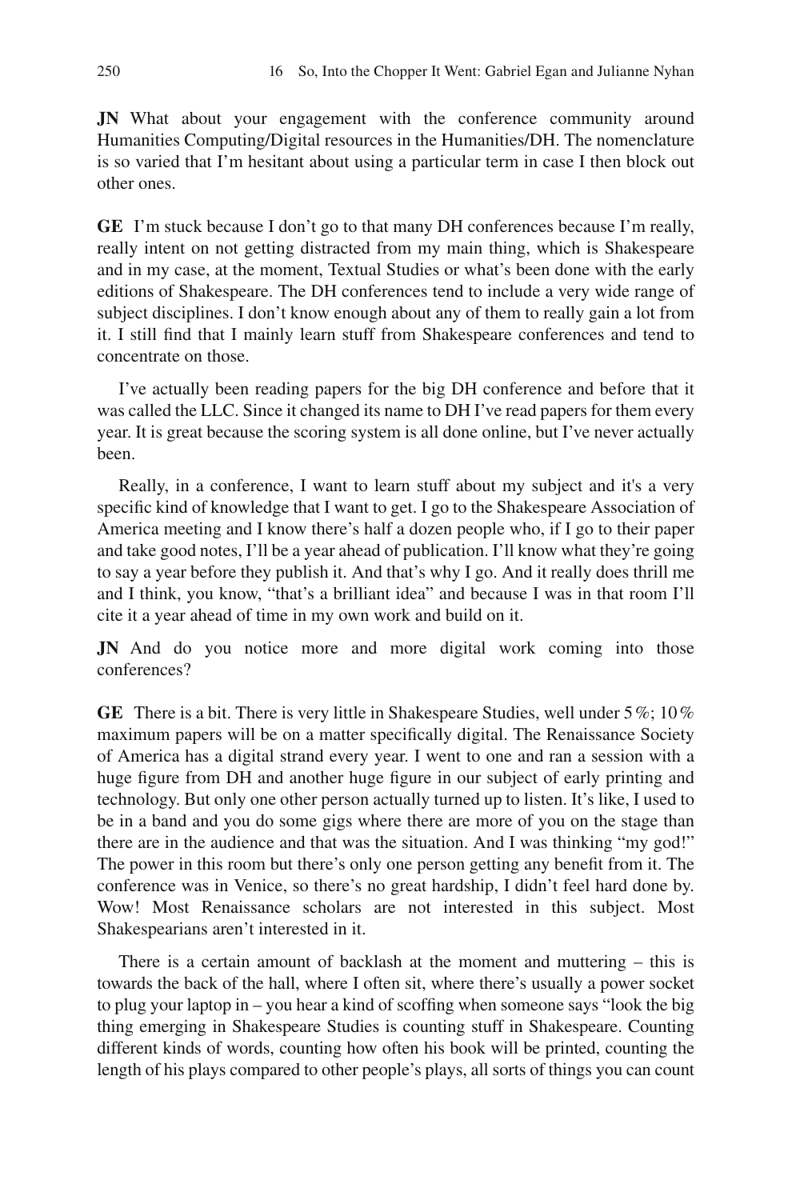**JN** What about your engagement with the conference community around Humanities Computing/Digital resources in the Humanities/DH. The nomenclature is so varied that I'm hesitant about using a particular term in case I then block out other ones.

**GE** I'm stuck because I don't go to that many DH conferences because I'm really, really intent on not getting distracted from my main thing, which is Shakespeare and in my case, at the moment, Textual Studies or what's been done with the early editions of Shakespeare. The DH conferences tend to include a very wide range of subject disciplines. I don't know enough about any of them to really gain a lot from it. I still find that I mainly learn stuff from Shakespeare conferences and tend to concentrate on those.

I've actually been reading papers for the big DH conference and before that it was called the LLC. Since it changed its name to DH I've read papers for them every year. It is great because the scoring system is all done online, but I've never actually been.

Really, in a conference, I want to learn stuff about my subject and it's a very specific kind of knowledge that I want to get. I go to the Shakespeare Association of America meeting and I know there's half a dozen people who, if I go to their paper and take good notes, I'll be a year ahead of publication. I'll know what they're going to say a year before they publish it. And that's why I go. And it really does thrill me and I think, you know, "that's a brilliant idea" and because I was in that room I'll cite it a year ahead of time in my own work and build on it.

**JN** And do you notice more and more digital work coming into those conferences?

**GE** There is a bit. There is very little in Shakespeare Studies, well under 5 %; 10 % maximum papers will be on a matter specifically digital. The Renaissance Society of America has a digital strand every year. I went to one and ran a session with a huge figure from DH and another huge figure in our subject of early printing and technology. But only one other person actually turned up to listen. It's like, I used to be in a band and you do some gigs where there are more of you on the stage than there are in the audience and that was the situation. And I was thinking "my god!" The power in this room but there's only one person getting any benefit from it. The conference was in Venice, so there's no great hardship, I didn't feel hard done by. Wow! Most Renaissance scholars are not interested in this subject. Most Shakespearians aren't interested in it.

There is a certain amount of backlash at the moment and muttering – this is towards the back of the hall, where I often sit, where there's usually a power socket to plug your laptop in – you hear a kind of scoffing when someone says "look the big thing emerging in Shakespeare Studies is counting stuff in Shakespeare. Counting different kinds of words, counting how often his book will be printed, counting the length of his plays compared to other people's plays, all sorts of things you can count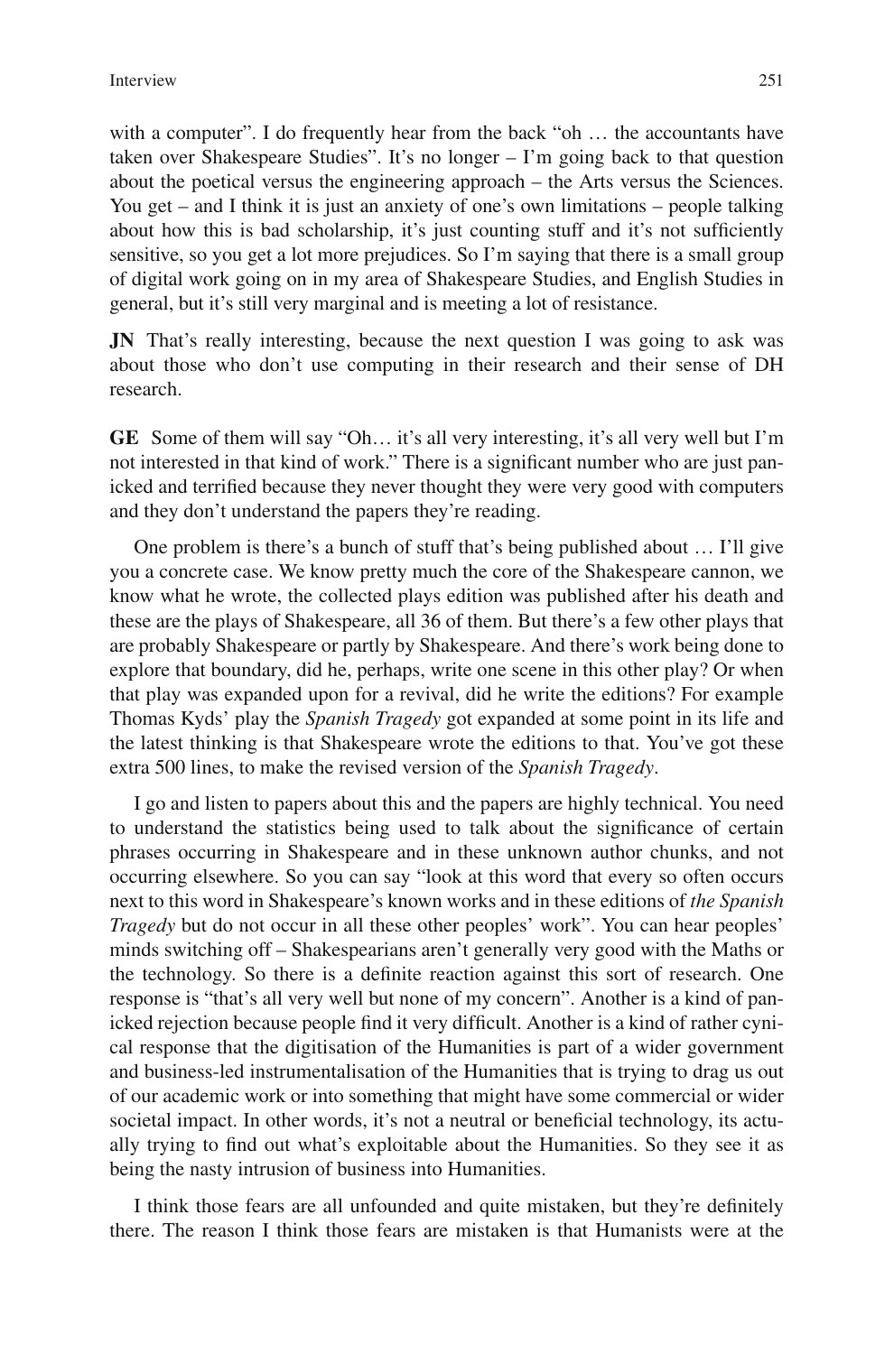with a computer". I do frequently hear from the back "oh … the accountants have taken over Shakespeare Studies". It's no longer – I'm going back to that question about the poetical versus the engineering approach – the Arts versus the Sciences. You get – and I think it is just an anxiety of one's own limitations – people talking about how this is bad scholarship, it's just counting stuff and it's not sufficiently sensitive, so you get a lot more prejudices. So I'm saying that there is a small group of digital work going on in my area of Shakespeare Studies, and English Studies in general, but it's still very marginal and is meeting a lot of resistance.

**JN** That's really interesting, because the next question I was going to ask was about those who don't use computing in their research and their sense of DH research.

**GE** Some of them will say "Oh… it's all very interesting, it's all very well but I'm not interested in that kind of work." There is a significant number who are just panicked and terrified because they never thought they were very good with computers and they don't understand the papers they're reading.

One problem is there's a bunch of stuff that's being published about … I'll give you a concrete case. We know pretty much the core of the Shakespeare cannon, we know what he wrote, the collected plays edition was published after his death and these are the plays of Shakespeare, all 36 of them. But there's a few other plays that are probably Shakespeare or partly by Shakespeare. And there's work being done to explore that boundary, did he, perhaps, write one scene in this other play? Or when that play was expanded upon for a revival, did he write the editions? For example Thomas Kyds' play the *Spanish Tragedy* got expanded at some point in its life and the latest thinking is that Shakespeare wrote the editions to that. You've got these extra 500 lines, to make the revised version of the *Spanish Tragedy*.

I go and listen to papers about this and the papers are highly technical. You need to understand the statistics being used to talk about the significance of certain phrases occurring in Shakespeare and in these unknown author chunks, and not occurring elsewhere. So you can say "look at this word that every so often occurs next to this word in Shakespeare's known works and in these editions of *the Spanish Tragedy* but do not occur in all these other peoples' work". You can hear peoples' minds switching off – Shakespearians aren't generally very good with the Maths or the technology. So there is a definite reaction against this sort of research. One response is "that's all very well but none of my concern". Another is a kind of panicked rejection because people find it very difficult. Another is a kind of rather cynical response that the digitisation of the Humanities is part of a wider government and business-led instrumentalisation of the Humanities that is trying to drag us out of our academic work or into something that might have some commercial or wider societal impact. In other words, it's not a neutral or beneficial technology, its actually trying to find out what's exploitable about the Humanities. So they see it as being the nasty intrusion of business into Humanities.

I think those fears are all unfounded and quite mistaken, but they're definitely there. The reason I think those fears are mistaken is that Humanists were at the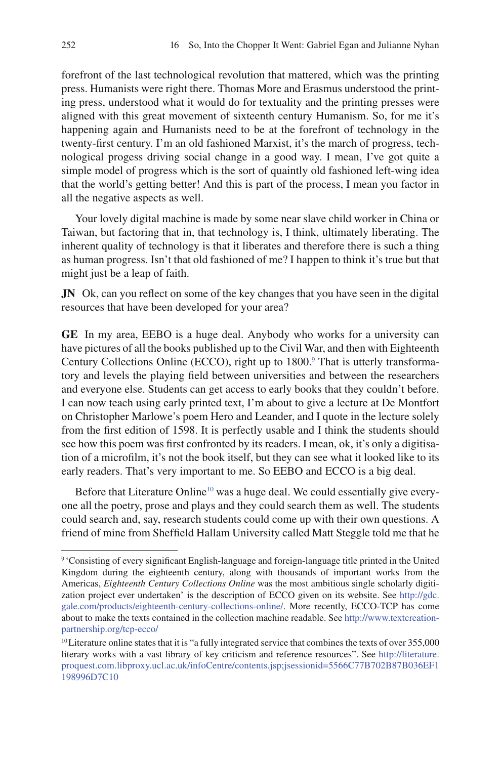forefront of the last technological revolution that mattered, which was the printing press. Humanists were right there. Thomas More and Erasmus understood the printing press, understood what it would do for textuality and the printing presses were aligned with this great movement of sixteenth century Humanism. So, for me it's happening again and Humanists need to be at the forefront of technology in the twenty-first century. I'm an old fashioned Marxist, it's the march of progress, technological progess driving social change in a good way. I mean, I've got quite a simple model of progress which is the sort of quaintly old fashioned left-wing idea that the world's getting better! And this is part of the process, I mean you factor in all the negative aspects as well.

Your lovely digital machine is made by some near slave child worker in China or Taiwan, but factoring that in, that technology is, I think, ultimately liberating. The inherent quality of technology is that it liberates and therefore there is such a thing as human progress. Isn't that old fashioned of me? I happen to think it's true but that might just be a leap of faith.

**JN** Ok, can you reflect on some of the key changes that you have seen in the digital resources that have been developed for your area?

**GE** In my area, EEBO is a huge deal. Anybody who works for a university can have pictures of all the books published up to the Civil War, and then with Eighteenth Century Collections Online (ECCO), right up to 1800.[9] That is utterly transformatory and levels the playing field between universities and between the researchers and everyone else. Students can get access to early books that they couldn't before. I can now teach using early printed text, I'm about to give a lecture at De Montfort on Christopher Marlowe's poem Hero and Leander, and I quote in the lecture solely from the first edition of 1598. It is perfectly usable and I think the students should see how this poem was first confronted by its readers. I mean, ok, it's only a digitisation of a microfilm, it's not the book itself, but they can see what it looked like to its early readers. That's very important to me. So EEBO and ECCO is a big deal.

Before that Literature Online[10] was a huge deal. We could essentially give everyone all the poetry, prose and plays and they could search them as well. The students could search and, say, research students could come up with their own questions. A friend of mine from Sheffield Hallam University called Matt Steggle told me that he

---

[9] 'Consisting of every significant English-language and foreign-language title printed in the United Kingdom during the eighteenth century, along with thousands of important works from the Americas, *Eighteenth Century Collections Online* was the most ambitious single scholarly digitization project ever undertaken' is the description of ECCO given on its website. See http://gdc.gale.com/products/eighteenth-century-collections-online/. More recently, ECCO-TCP has come about to make the texts contained in the collection machine readable. See http://www.textcreationpartnership.org/tcp-ecco/

[10] Literature online states that it is "a fully integrated service that combines the texts of over 355,000 literary works with a vast library of key criticism and reference resources". See http://literature.proquest.com.libproxy.ucl.ac.uk/infoCentre/contents.jsp;jsessionid=5566C77B702B87B036EF1198996D7C10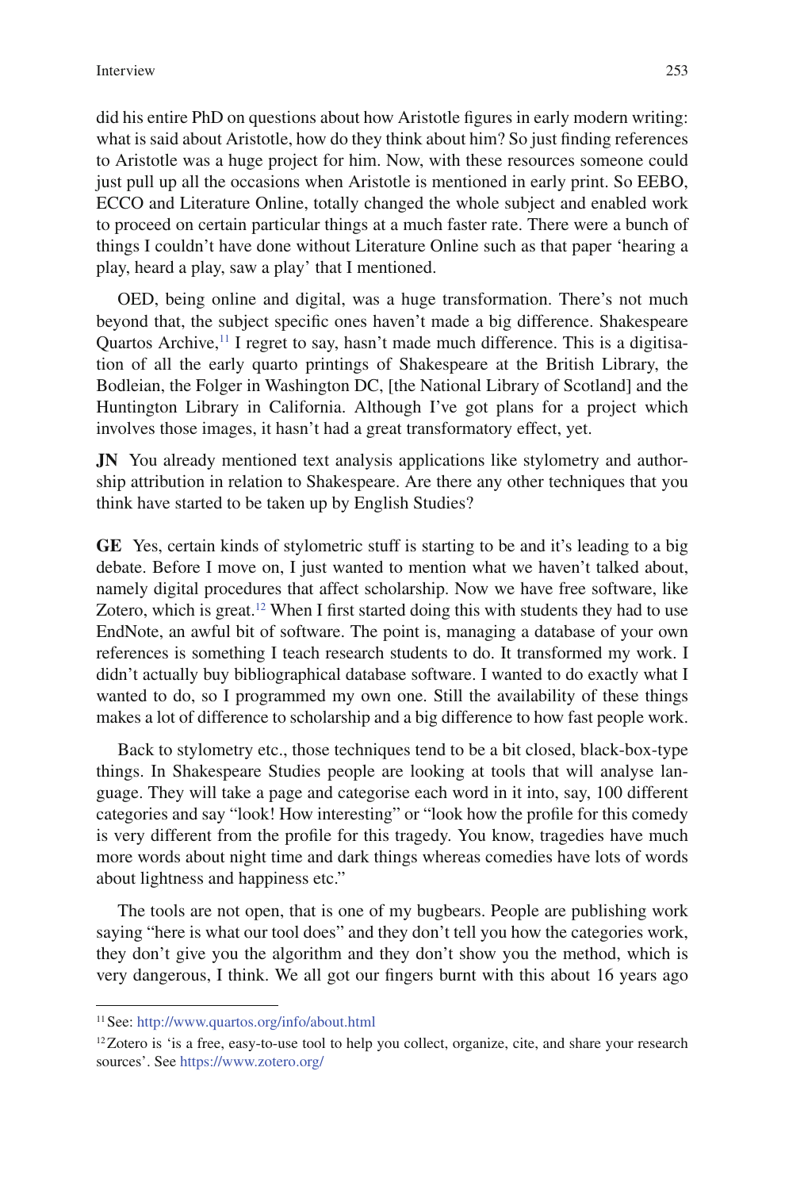did his entire PhD on questions about how Aristotle figures in early modern writing: what is said about Aristotle, how do they think about him? So just finding references to Aristotle was a huge project for him. Now, with these resources someone could just pull up all the occasions when Aristotle is mentioned in early print. So EEBO, ECCO and Literature Online, totally changed the whole subject and enabled work to proceed on certain particular things at a much faster rate. There were a bunch of things I couldn't have done without Literature Online such as that paper 'hearing a play, heard a play, saw a play' that I mentioned.

OED, being online and digital, was a huge transformation. There's not much beyond that, the subject specific ones haven't made a big difference. Shakespeare Quartos Archive,[11] I regret to say, hasn't made much difference. This is a digitisation of all the early quarto printings of Shakespeare at the British Library, the Bodleian, the Folger in Washington DC, [the National Library of Scotland] and the Huntington Library in California. Although I've got plans for a project which involves those images, it hasn't had a great transformatory effect, yet.

**JN** You already mentioned text analysis applications like stylometry and authorship attribution in relation to Shakespeare. Are there any other techniques that you think have started to be taken up by English Studies?

**GE** Yes, certain kinds of stylometric stuff is starting to be and it's leading to a big debate. Before I move on, I just wanted to mention what we haven't talked about, namely digital procedures that affect scholarship. Now we have free software, like Zotero, which is great.[12] When I first started doing this with students they had to use EndNote, an awful bit of software. The point is, managing a database of your own references is something I teach research students to do. It transformed my work. I didn't actually buy bibliographical database software. I wanted to do exactly what I wanted to do, so I programmed my own one. Still the availability of these things makes a lot of difference to scholarship and a big difference to how fast people work.

Back to stylometry etc., those techniques tend to be a bit closed, black-box-type things. In Shakespeare Studies people are looking at tools that will analyse language. They will take a page and categorise each word in it into, say, 100 different categories and say "look! How interesting" or "look how the profile for this comedy is very different from the profile for this tragedy. You know, tragedies have much more words about night time and dark things whereas comedies have lots of words about lightness and happiness etc."

The tools are not open, that is one of my bugbears. People are publishing work saying "here is what our tool does" and they don't tell you how the categories work, they don't give you the algorithm and they don't show you the method, which is very dangerous, I think. We all got our fingers burnt with this about 16 years ago

---

[11] See: http://www.quartos.org/info/about.html

[12] Zotero is 'is a free, easy-to-use tool to help you collect, organize, cite, and share your research sources'. See https://www.zotero.org/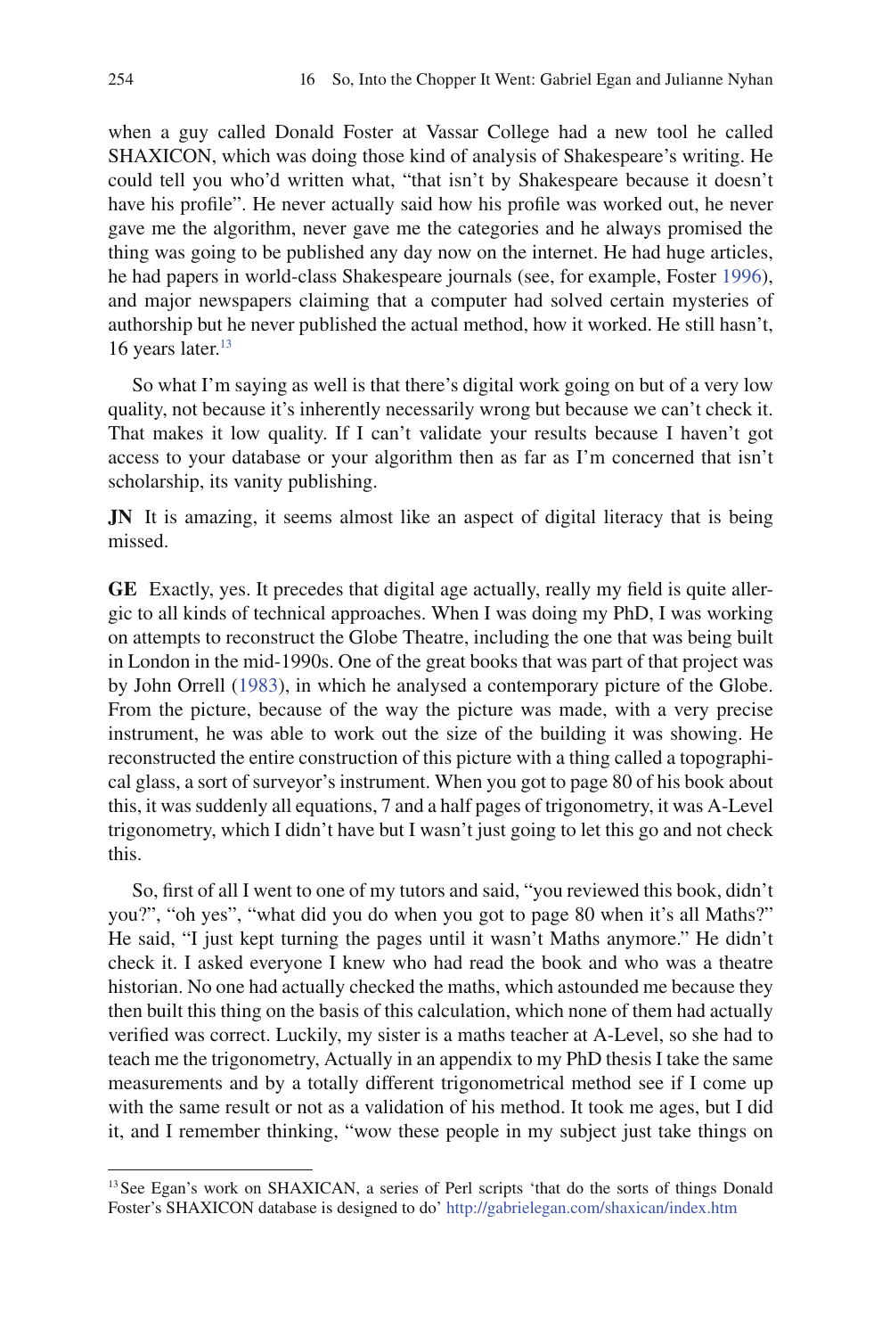when a guy called Donald Foster at Vassar College had a new tool he called SHAXICON, which was doing those kind of analysis of Shakespeare's writing. He could tell you who'd written what, "that isn't by Shakespeare because it doesn't have his profile". He never actually said how his profile was worked out, he never gave me the algorithm, never gave me the categories and he always promised the thing was going to be published any day now on the internet. He had huge articles, he had papers in world-class Shakespeare journals (see, for example, Foster 1996), and major newspapers claiming that a computer had solved certain mysteries of authorship but he never published the actual method, how it worked. He still hasn't, 16 years later.[13]

So what I'm saying as well is that there's digital work going on but of a very low quality, not because it's inherently necessarily wrong but because we can't check it. That makes it low quality. If I can't validate your results because I haven't got access to your database or your algorithm then as far as I'm concerned that isn't scholarship, its vanity publishing.

**JN** It is amazing, it seems almost like an aspect of digital literacy that is being missed.

**GE** Exactly, yes. It precedes that digital age actually, really my field is quite allergic to all kinds of technical approaches. When I was doing my PhD, I was working on attempts to reconstruct the Globe Theatre, including the one that was being built in London in the mid-1990s. One of the great books that was part of that project was by John Orrell (1983), in which he analysed a contemporary picture of the Globe. From the picture, because of the way the picture was made, with a very precise instrument, he was able to work out the size of the building it was showing. He reconstructed the entire construction of this picture with a thing called a topographical glass, a sort of surveyor's instrument. When you got to page 80 of his book about this, it was suddenly all equations, 7 and a half pages of trigonometry, it was A-Level trigonometry, which I didn't have but I wasn't just going to let this go and not check this.

So, first of all I went to one of my tutors and said, "you reviewed this book, didn't you?", "oh yes", "what did you do when you got to page 80 when it's all Maths?" He said, "I just kept turning the pages until it wasn't Maths anymore." He didn't check it. I asked everyone I knew who had read the book and who was a theatre historian. No one had actually checked the maths, which astounded me because they then built this thing on the basis of this calculation, which none of them had actually verified was correct. Luckily, my sister is a maths teacher at A-Level, so she had to teach me the trigonometry, Actually in an appendix to my PhD thesis I take the same measurements and by a totally different trigonometrical method see if I come up with the same result or not as a validation of his method. It took me ages, but I did it, and I remember thinking, "wow these people in my subject just take things on

[13] See Egan's work on SHAXICAN, a series of Perl scripts 'that do the sorts of things Donald Foster's SHAXICON database is designed to do' http://gabrielegan.com/shaxican/index.htm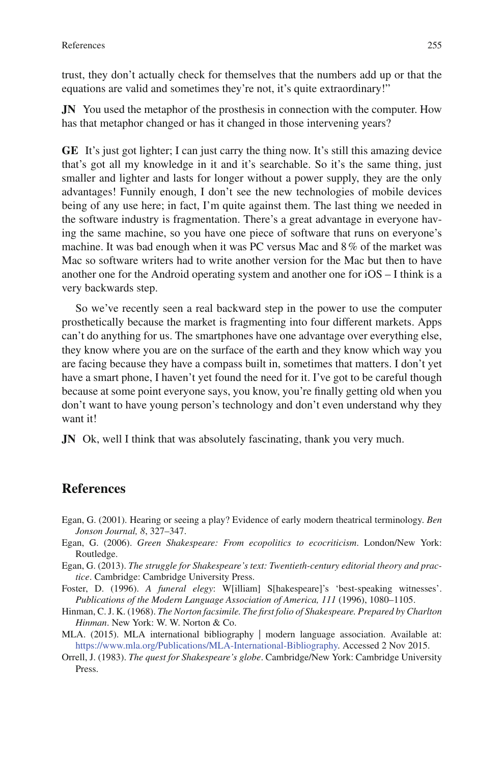trust, they don't actually check for themselves that the numbers add up or that the equations are valid and sometimes they're not, it's quite extraordinary!"

**JN** You used the metaphor of the prosthesis in connection with the computer. How has that metaphor changed or has it changed in those intervening years?

**GE** It's just got lighter; I can just carry the thing now. It's still this amazing device that's got all my knowledge in it and it's searchable. So it's the same thing, just smaller and lighter and lasts for longer without a power supply, they are the only advantages! Funnily enough, I don't see the new technologies of mobile devices being of any use here; in fact, I'm quite against them. The last thing we needed in the software industry is fragmentation. There's a great advantage in everyone having the same machine, so you have one piece of software that runs on everyone's machine. It was bad enough when it was PC versus Mac and 8 % of the market was Mac so software writers had to write another version for the Mac but then to have another one for the Android operating system and another one for iOS – I think is a very backwards step.

So we've recently seen a real backward step in the power to use the computer prosthetically because the market is fragmenting into four different markets. Apps can't do anything for us. The smartphones have one advantage over everything else, they know where you are on the surface of the earth and they know which way you are facing because they have a compass built in, sometimes that matters. I don't yet have a smart phone, I haven't yet found the need for it. I've got to be careful though because at some point everyone says, you know, you're finally getting old when you don't want to have young person's technology and don't even understand why they want it!

**JN** Ok, well I think that was absolutely fascinating, thank you very much.

## References

Egan, G. (2001). Hearing or seeing a play? Evidence of early modern theatrical terminology. *Ben Jonson Journal, 8*, 327–347.

Egan, G. (2006). *Green Shakespeare: From ecopolitics to ecocriticism*. London/New York: Routledge.

Egan, G. (2013). *The struggle for Shakespeare's text: Twentieth-century editorial theory and practice*. Cambridge: Cambridge University Press.

Foster, D. (1996). *A funeral elegy*: W[illiam] S[hakespeare]'s 'best-speaking witnesses'. *Publications of the Modern Language Association of America, 111* (1996), 1080–1105.

Hinman, C. J. K. (1968). *The Norton facsimile. The first folio of Shakespeare. Prepared by Charlton Hinman*. New York: W. W. Norton & Co.

MLA. (2015). MLA international bibliography | modern language association. Available at: https://www.mla.org/Publications/MLA-International-Bibliography. Accessed 2 Nov 2015.

Orrell, J. (1983). *The quest for Shakespeare's globe*. Cambridge/New York: Cambridge University Press.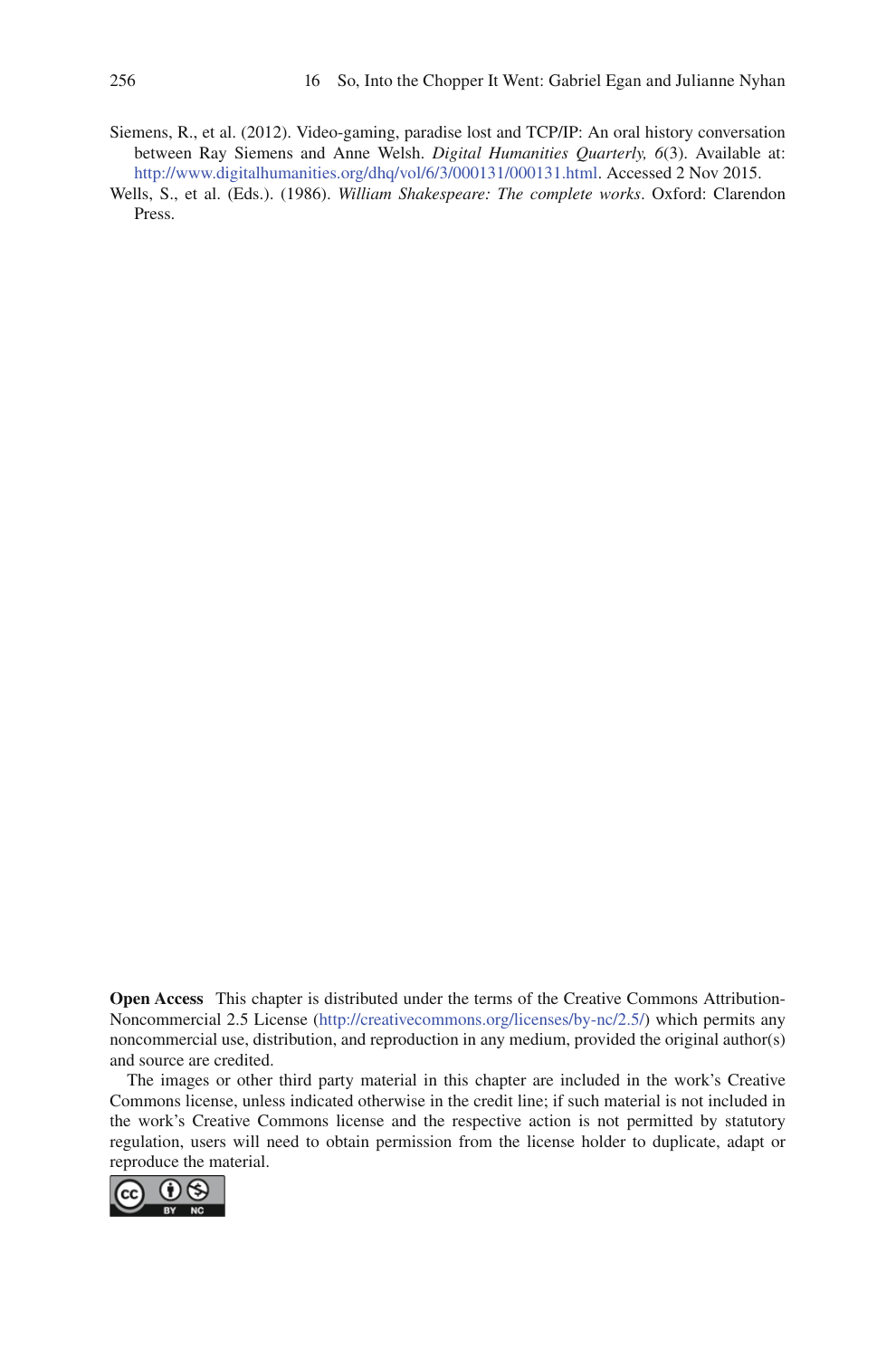Siemens, R., et al. (2012). Video-gaming, paradise lost and TCP/IP: An oral history conversation between Ray Siemens and Anne Welsh. *Digital Humanities Quarterly, 6*(3). Available at: http://www.digitalhumanities.org/dhq/vol/6/3/000131/000131.html. Accessed 2 Nov 2015.

Wells, S., et al. (Eds.). (1986). *William Shakespeare: The complete works*. Oxford: Clarendon Press.

**Open Access** This chapter is distributed under the terms of the Creative Commons Attribution-Noncommercial 2.5 License (http://creativecommons.org/licenses/by-nc/2.5/) which permits any noncommercial use, distribution, and reproduction in any medium, provided the original author(s) and source are credited.

The images or other third party material in this chapter are included in the work's Creative Commons license, unless indicated otherwise in the credit line; if such material is not included in the work's Creative Commons license and the respective action is not permitted by statutory regulation, users will need to obtain permission from the license holder to duplicate, adapt or reproduce the material.